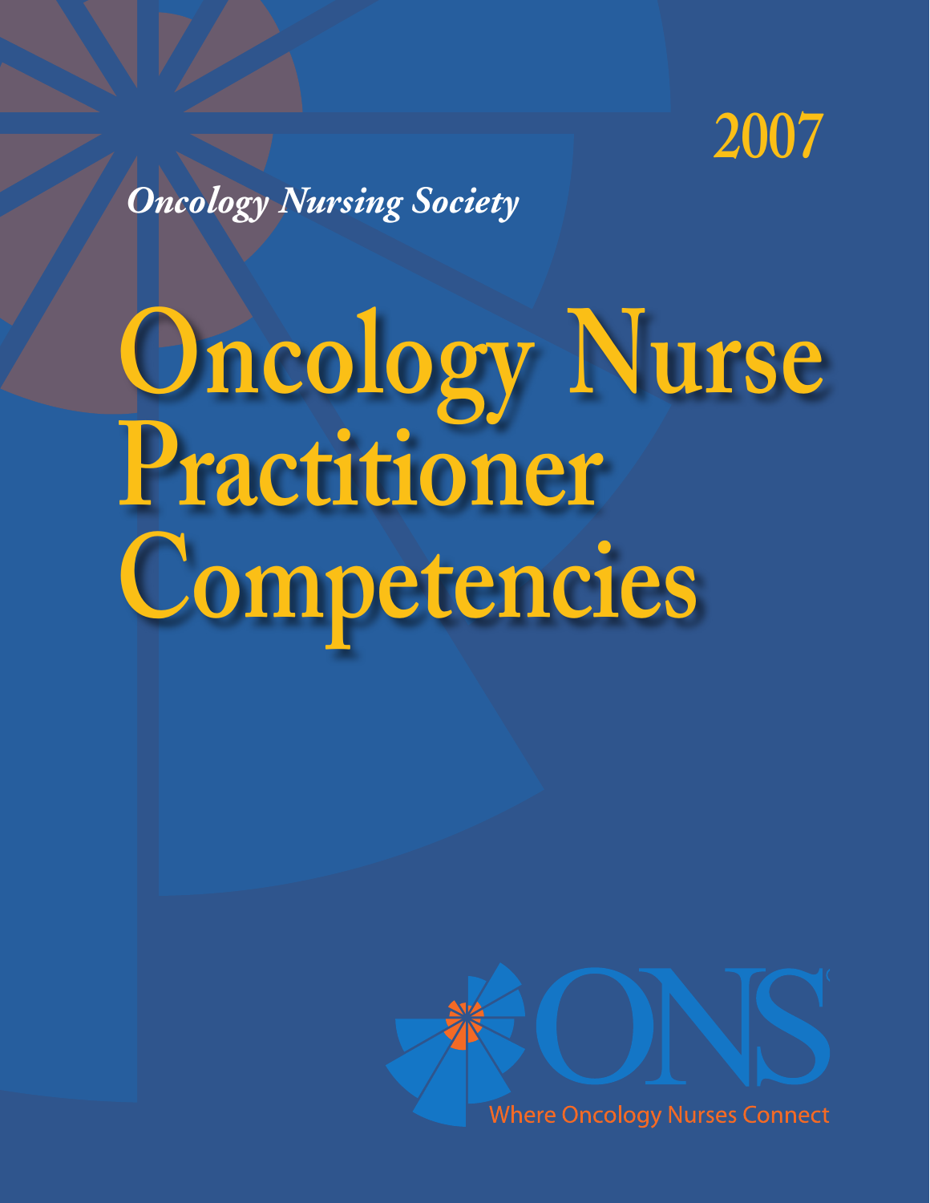2007

*Oncology Nursing Society*

# Oncology Nurse Practitioner Competencies

ONS

Where Oncology Nurses Connect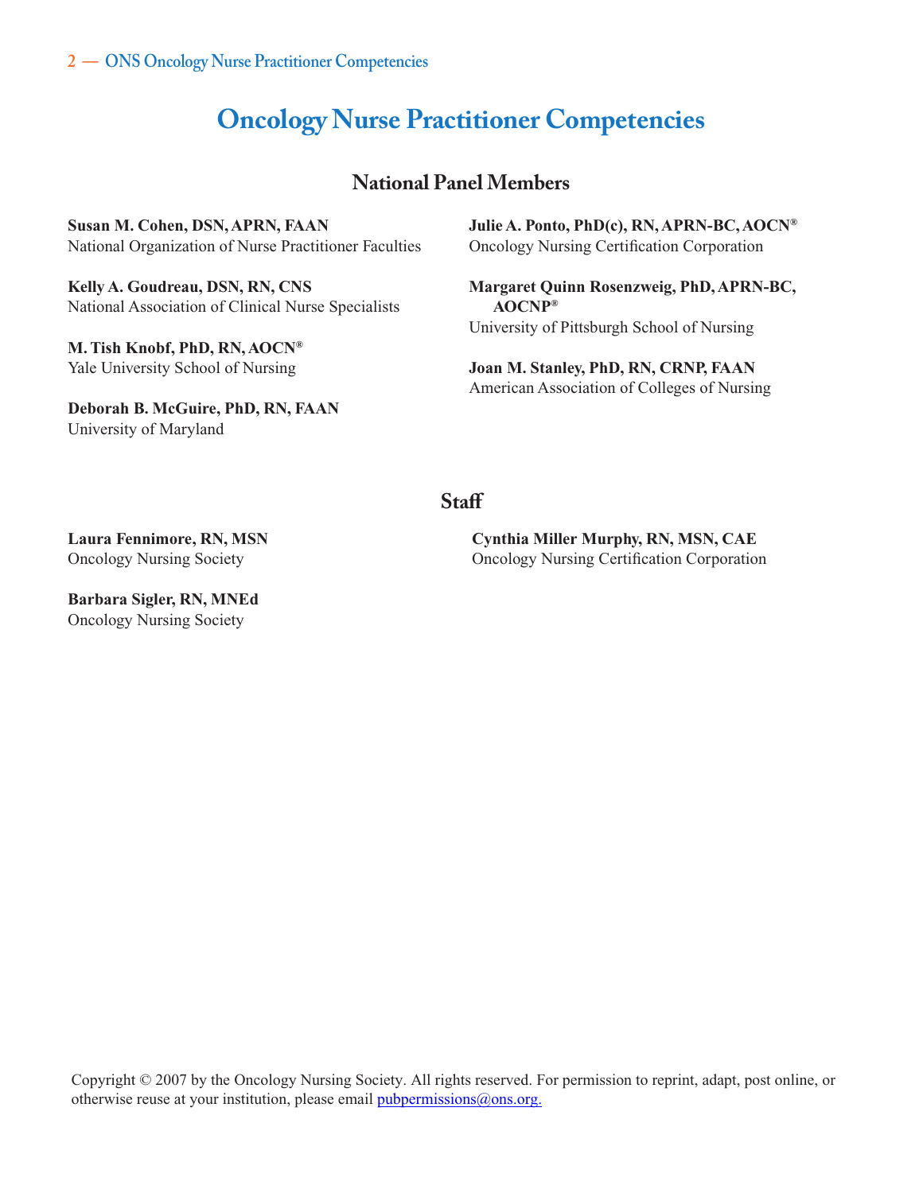# Oncology Nurse Practitioner Competencies

## National Panel Members

**Susan M. Cohen, DSN, APRN, FAAN**
National Organization of Nurse Practitioner Faculties

**Kelly A. Goudreau, DSN, RN, CNS**
National Association of Clinical Nurse Specialists

**M. Tish Knobf, PhD, RN, AOCN®**
Yale University School of Nursing

**Deborah B. McGuire, PhD, RN, FAAN**
University of Maryland

**Julie A. Ponto, PhD(c), RN, APRN-BC, AOCN®**
Oncology Nursing Certification Corporation

**Margaret Quinn Rosenzweig, PhD, APRN-BC, AOCNP®**
University of Pittsburgh School of Nursing

**Joan M. Stanley, PhD, RN, CRNP, FAAN**
American Association of Colleges of Nursing

## Staff

**Laura Fennimore, RN, MSN**
Oncology Nursing Society

**Barbara Sigler, RN, MNEd**
Oncology Nursing Society

**Cynthia Miller Murphy, RN, MSN, CAE**
Oncology Nursing Certification Corporation

Copyright © 2007 by the Oncology Nursing Society. All rights reserved. For permission to reprint, adapt, post online, or otherwise reuse at your institution, please email pubpermissions@ons.org.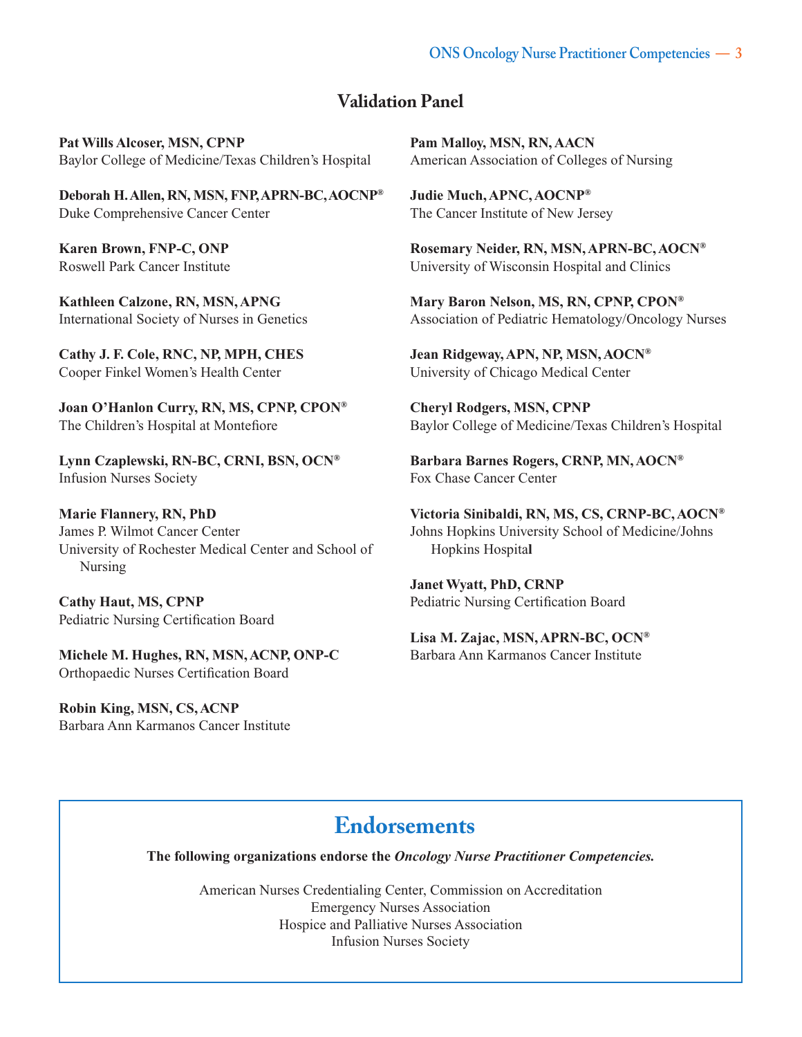## Validation Panel

**Pat Wills Alcoser, MSN, CPNP**
Baylor College of Medicine/Texas Children's Hospital

**Deborah H. Allen, RN, MSN, FNP, APRN-BC, AOCNP®**
Duke Comprehensive Cancer Center

**Karen Brown, FNP-C, ONP**
Roswell Park Cancer Institute

**Kathleen Calzone, RN, MSN, APNG**
International Society of Nurses in Genetics

**Cathy J. F. Cole, RNC, NP, MPH, CHES**
Cooper Finkel Women's Health Center

**Joan O'Hanlon Curry, RN, MS, CPNP, CPON®**
The Children's Hospital at Montefiore

**Lynn Czaplewski, RN-BC, CRNI, BSN, OCN®**
Infusion Nurses Society

**Marie Flannery, RN, PhD**
James P. Wilmot Cancer Center
University of Rochester Medical Center and School of Nursing

**Cathy Haut, MS, CPNP**
Pediatric Nursing Certification Board

**Michele M. Hughes, RN, MSN, ACNP, ONP-C**
Orthopaedic Nurses Certification Board

**Robin King, MSN, CS, ACNP**
Barbara Ann Karmanos Cancer Institute

**Pam Malloy, MSN, RN, AACN**
American Association of Colleges of Nursing

**Judie Much, APNC, AOCNP®**
The Cancer Institute of New Jersey

**Rosemary Neider, RN, MSN, APRN-BC, AOCN®**
University of Wisconsin Hospital and Clinics

**Mary Baron Nelson, MS, RN, CPNP, CPON®**
Association of Pediatric Hematology/Oncology Nurses

**Jean Ridgeway, APN, NP, MSN, AOCN®**
University of Chicago Medical Center

**Cheryl Rodgers, MSN, CPNP**
Baylor College of Medicine/Texas Children's Hospital

**Barbara Barnes Rogers, CRNP, MN, AOCN®**
Fox Chase Cancer Center

**Victoria Sinibaldi, RN, MS, CS, CRNP-BC, AOCN®**
Johns Hopkins University School of Medicine/Johns Hopkins Hospital

**Janet Wyatt, PhD, CRNP**
Pediatric Nursing Certification Board

**Lisa M. Zajac, MSN, APRN-BC, OCN®**
Barbara Ann Karmanos Cancer Institute

## Endorsements

**The following organizations endorse the *Oncology Nurse Practitioner Competencies.***

American Nurses Credentialing Center, Commission on Accreditation
Emergency Nurses Association
Hospice and Palliative Nurses Association
Infusion Nurses Society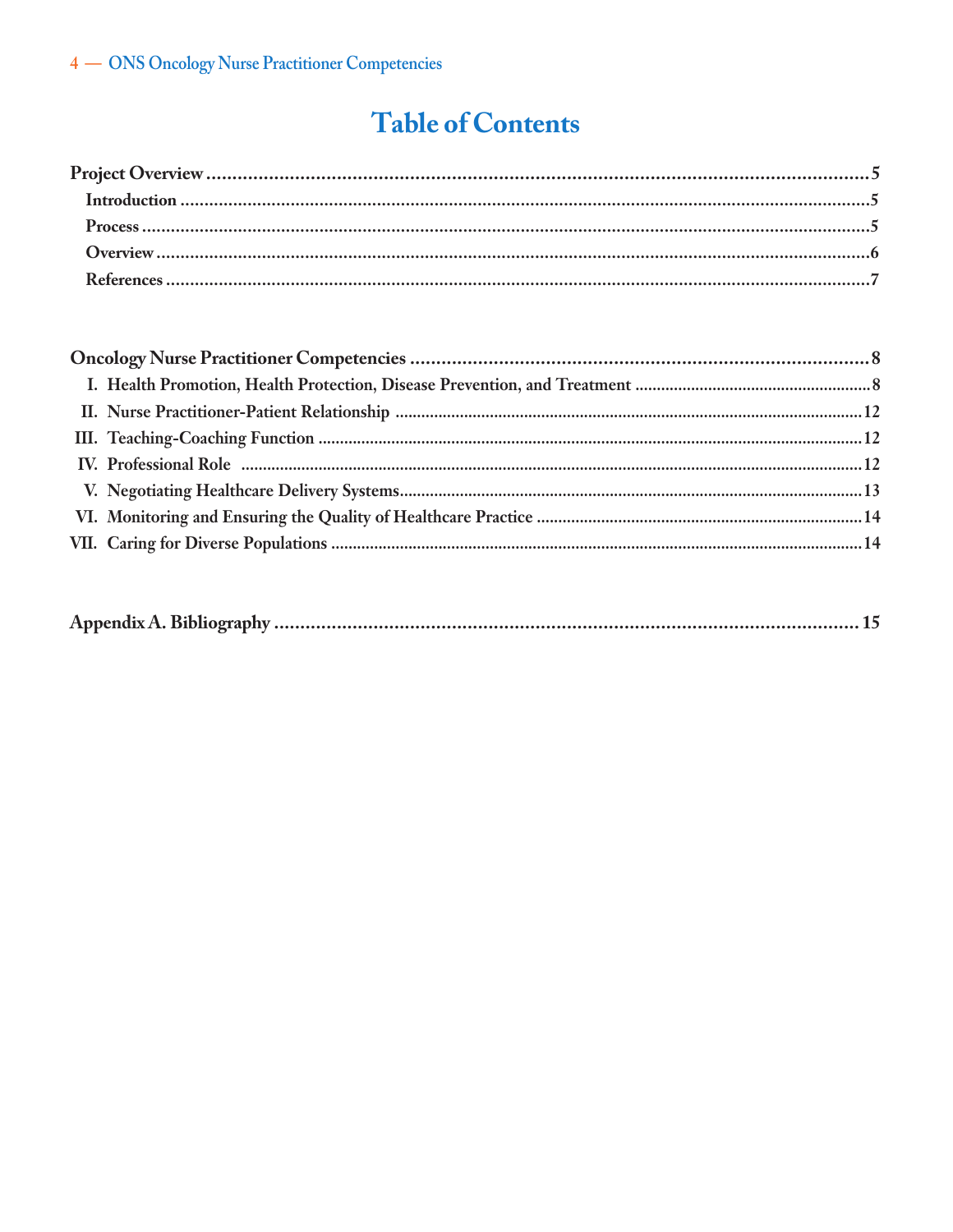# Table of Contents

**Project Overview** .......... 5

- **Introduction** .......... 5
- **Process** .......... 5
- **Overview** .......... 6
- **References** .......... 7

**Oncology Nurse Practitioner Competencies** .......... 8

- **I. Health Promotion, Health Protection, Disease Prevention, and Treatment** .......... 8
- **II. Nurse Practitioner-Patient Relationship** .......... 12
- **III. Teaching-Coaching Function** .......... 12
- **IV. Professional Role** .......... 12
- **V. Negotiating Healthcare Delivery Systems** .......... 13
- **VI. Monitoring and Ensuring the Quality of Healthcare Practice** .......... 14
- **VII. Caring for Diverse Populations** .......... 14

**Appendix A. Bibliography** .......... 15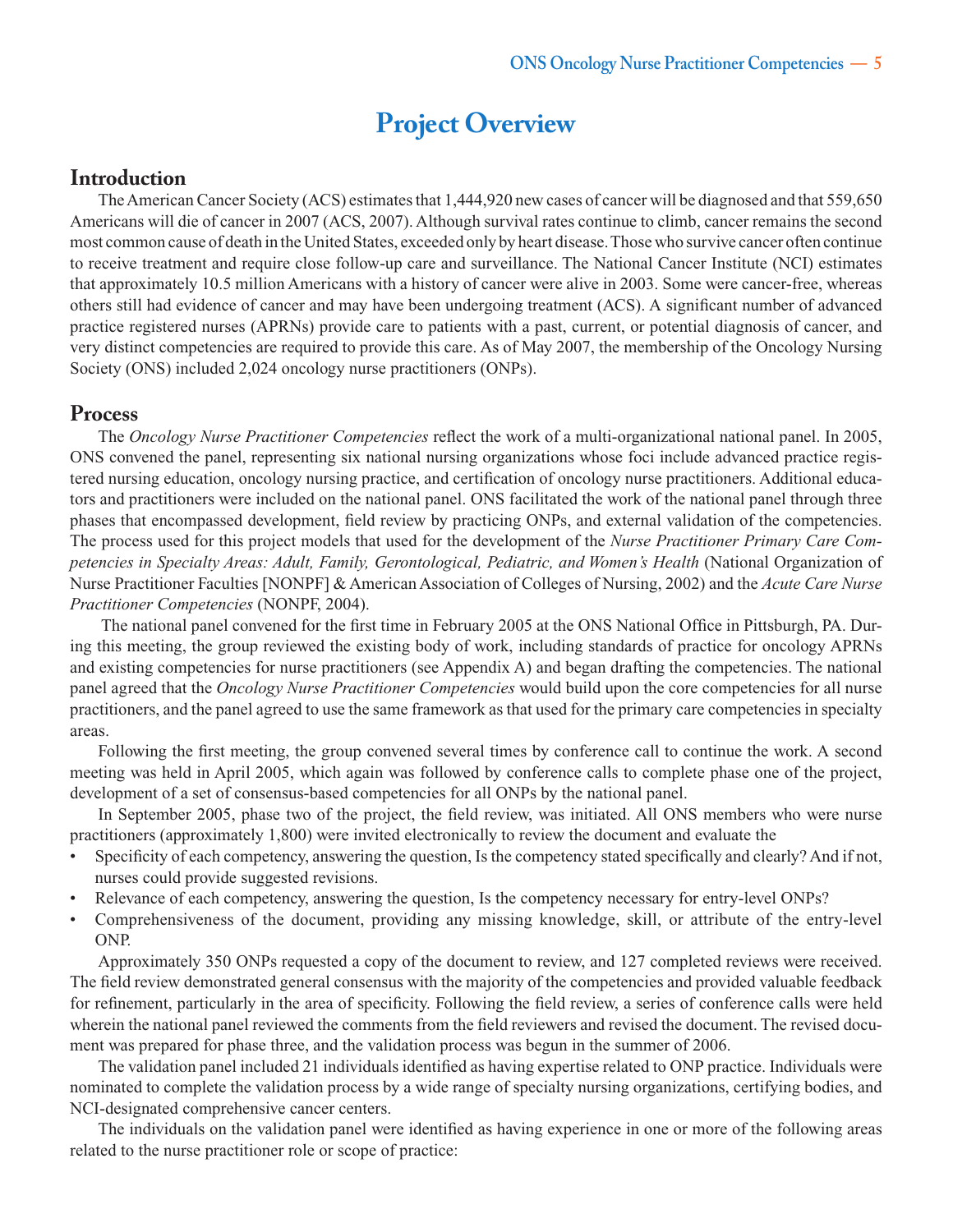# Project Overview

## Introduction

The American Cancer Society (ACS) estimates that 1,444,920 new cases of cancer will be diagnosed and that 559,650 Americans will die of cancer in 2007 (ACS, 2007). Although survival rates continue to climb, cancer remains the second most common cause of death in the United States, exceeded only by heart disease. Those who survive cancer often continue to receive treatment and require close follow-up care and surveillance. The National Cancer Institute (NCI) estimates that approximately 10.5 million Americans with a history of cancer were alive in 2003. Some were cancer-free, whereas others still had evidence of cancer and may have been undergoing treatment (ACS). A significant number of advanced practice registered nurses (APRNs) provide care to patients with a past, current, or potential diagnosis of cancer, and very distinct competencies are required to provide this care. As of May 2007, the membership of the Oncology Nursing Society (ONS) included 2,024 oncology nurse practitioners (ONPs).

## Process

The *Oncology Nurse Practitioner Competencies* reflect the work of a multi-organizational national panel. In 2005, ONS convened the panel, representing six national nursing organizations whose foci include advanced practice registered nursing education, oncology nursing practice, and certification of oncology nurse practitioners. Additional educators and practitioners were included on the national panel. ONS facilitated the work of the national panel through three phases that encompassed development, field review by practicing ONPs, and external validation of the competencies. The process used for this project models that used for the development of the *Nurse Practitioner Primary Care Competencies in Specialty Areas: Adult, Family, Gerontological, Pediatric, and Women's Health* (National Organization of Nurse Practitioner Faculties [NONPF] & American Association of Colleges of Nursing, 2002) and the *Acute Care Nurse Practitioner Competencies* (NONPF, 2004).

The national panel convened for the first time in February 2005 at the ONS National Office in Pittsburgh, PA. During this meeting, the group reviewed the existing body of work, including standards of practice for oncology APRNs and existing competencies for nurse practitioners (see Appendix A) and began drafting the competencies. The national panel agreed that the *Oncology Nurse Practitioner Competencies* would build upon the core competencies for all nurse practitioners, and the panel agreed to use the same framework as that used for the primary care competencies in specialty areas.

Following the first meeting, the group convened several times by conference call to continue the work. A second meeting was held in April 2005, which again was followed by conference calls to complete phase one of the project, development of a set of consensus-based competencies for all ONPs by the national panel.

In September 2005, phase two of the project, the field review, was initiated. All ONS members who were nurse practitioners (approximately 1,800) were invited electronically to review the document and evaluate the

- Specificity of each competency, answering the question, Is the competency stated specifically and clearly? And if not, nurses could provide suggested revisions.
- Relevance of each competency, answering the question, Is the competency necessary for entry-level ONPs?
- Comprehensiveness of the document, providing any missing knowledge, skill, or attribute of the entry-level ONP.

Approximately 350 ONPs requested a copy of the document to review, and 127 completed reviews were received. The field review demonstrated general consensus with the majority of the competencies and provided valuable feedback for refinement, particularly in the area of specificity. Following the field review, a series of conference calls were held wherein the national panel reviewed the comments from the field reviewers and revised the document. The revised document was prepared for phase three, and the validation process was begun in the summer of 2006.

The validation panel included 21 individuals identified as having expertise related to ONP practice. Individuals were nominated to complete the validation process by a wide range of specialty nursing organizations, certifying bodies, and NCI-designated comprehensive cancer centers.

The individuals on the validation panel were identified as having experience in one or more of the following areas related to the nurse practitioner role or scope of practice: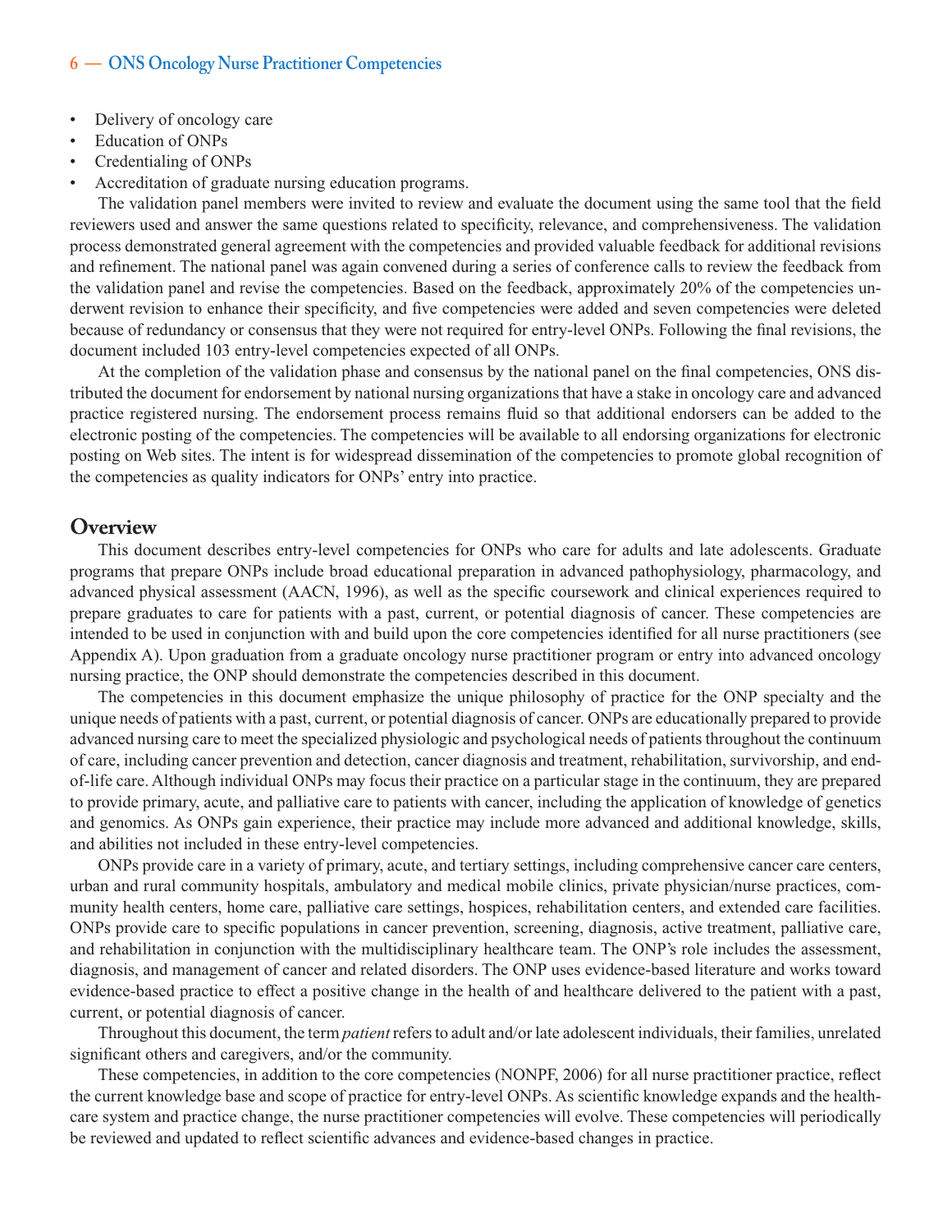- Delivery of oncology care
- Education of ONPs
- Credentialing of ONPs
- Accreditation of graduate nursing education programs.

The validation panel members were invited to review and evaluate the document using the same tool that the field reviewers used and answer the same questions related to specificity, relevance, and comprehensiveness. The validation process demonstrated general agreement with the competencies and provided valuable feedback for additional revisions and refinement. The national panel was again convened during a series of conference calls to review the feedback from the validation panel and revise the competencies. Based on the feedback, approximately 20% of the competencies underwent revision to enhance their specificity, and five competencies were added and seven competencies were deleted because of redundancy or consensus that they were not required for entry-level ONPs. Following the final revisions, the document included 103 entry-level competencies expected of all ONPs.

At the completion of the validation phase and consensus by the national panel on the final competencies, ONS distributed the document for endorsement by national nursing organizations that have a stake in oncology care and advanced practice registered nursing. The endorsement process remains fluid so that additional endorsers can be added to the electronic posting of the competencies. The competencies will be available to all endorsing organizations for electronic posting on Web sites. The intent is for widespread dissemination of the competencies to promote global recognition of the competencies as quality indicators for ONPs' entry into practice.

## Overview

This document describes entry-level competencies for ONPs who care for adults and late adolescents. Graduate programs that prepare ONPs include broad educational preparation in advanced pathophysiology, pharmacology, and advanced physical assessment (AACN, 1996), as well as the specific coursework and clinical experiences required to prepare graduates to care for patients with a past, current, or potential diagnosis of cancer. These competencies are intended to be used in conjunction with and build upon the core competencies identified for all nurse practitioners (see Appendix A). Upon graduation from a graduate oncology nurse practitioner program or entry into advanced oncology nursing practice, the ONP should demonstrate the competencies described in this document.

The competencies in this document emphasize the unique philosophy of practice for the ONP specialty and the unique needs of patients with a past, current, or potential diagnosis of cancer. ONPs are educationally prepared to provide advanced nursing care to meet the specialized physiologic and psychological needs of patients throughout the continuum of care, including cancer prevention and detection, cancer diagnosis and treatment, rehabilitation, survivorship, and end-of-life care. Although individual ONPs may focus their practice on a particular stage in the continuum, they are prepared to provide primary, acute, and palliative care to patients with cancer, including the application of knowledge of genetics and genomics. As ONPs gain experience, their practice may include more advanced and additional knowledge, skills, and abilities not included in these entry-level competencies.

ONPs provide care in a variety of primary, acute, and tertiary settings, including comprehensive cancer care centers, urban and rural community hospitals, ambulatory and medical mobile clinics, private physician/nurse practices, community health centers, home care, palliative care settings, hospices, rehabilitation centers, and extended care facilities. ONPs provide care to specific populations in cancer prevention, screening, diagnosis, active treatment, palliative care, and rehabilitation in conjunction with the multidisciplinary healthcare team. The ONP's role includes the assessment, diagnosis, and management of cancer and related disorders. The ONP uses evidence-based literature and works toward evidence-based practice to effect a positive change in the health of and healthcare delivered to the patient with a past, current, or potential diagnosis of cancer.

Throughout this document, the term *patient* refers to adult and/or late adolescent individuals, their families, unrelated significant others and caregivers, and/or the community.

These competencies, in addition to the core competencies (NONPF, 2006) for all nurse practitioner practice, reflect the current knowledge base and scope of practice for entry-level ONPs. As scientific knowledge expands and the healthcare system and practice change, the nurse practitioner competencies will evolve. These competencies will periodically be reviewed and updated to reflect scientific advances and evidence-based changes in practice.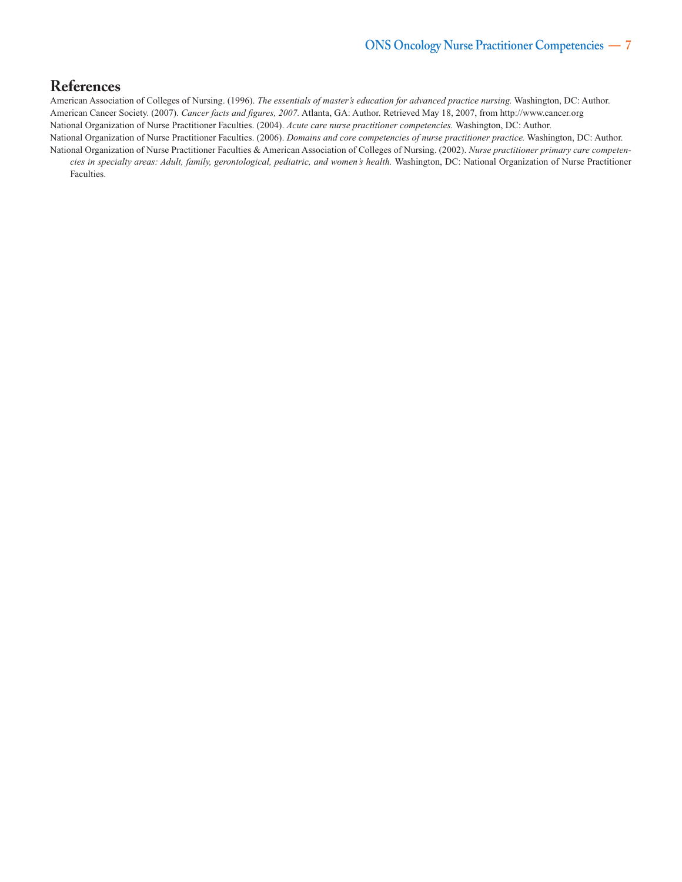## References

American Association of Colleges of Nursing. (1996). *The essentials of master's education for advanced practice nursing.* Washington, DC: Author.

American Cancer Society. (2007). *Cancer facts and figures, 2007.* Atlanta, GA: Author. Retrieved May 18, 2007, from http://www.cancer.org

National Organization of Nurse Practitioner Faculties. (2004). *Acute care nurse practitioner competencies.* Washington, DC: Author.

National Organization of Nurse Practitioner Faculties. (2006). *Domains and core competencies of nurse practitioner practice.* Washington, DC: Author.

National Organization of Nurse Practitioner Faculties & American Association of Colleges of Nursing. (2002). *Nurse practitioner primary care competencies in specialty areas: Adult, family, gerontological, pediatric, and women's health.* Washington, DC: National Organization of Nurse Practitioner Faculties.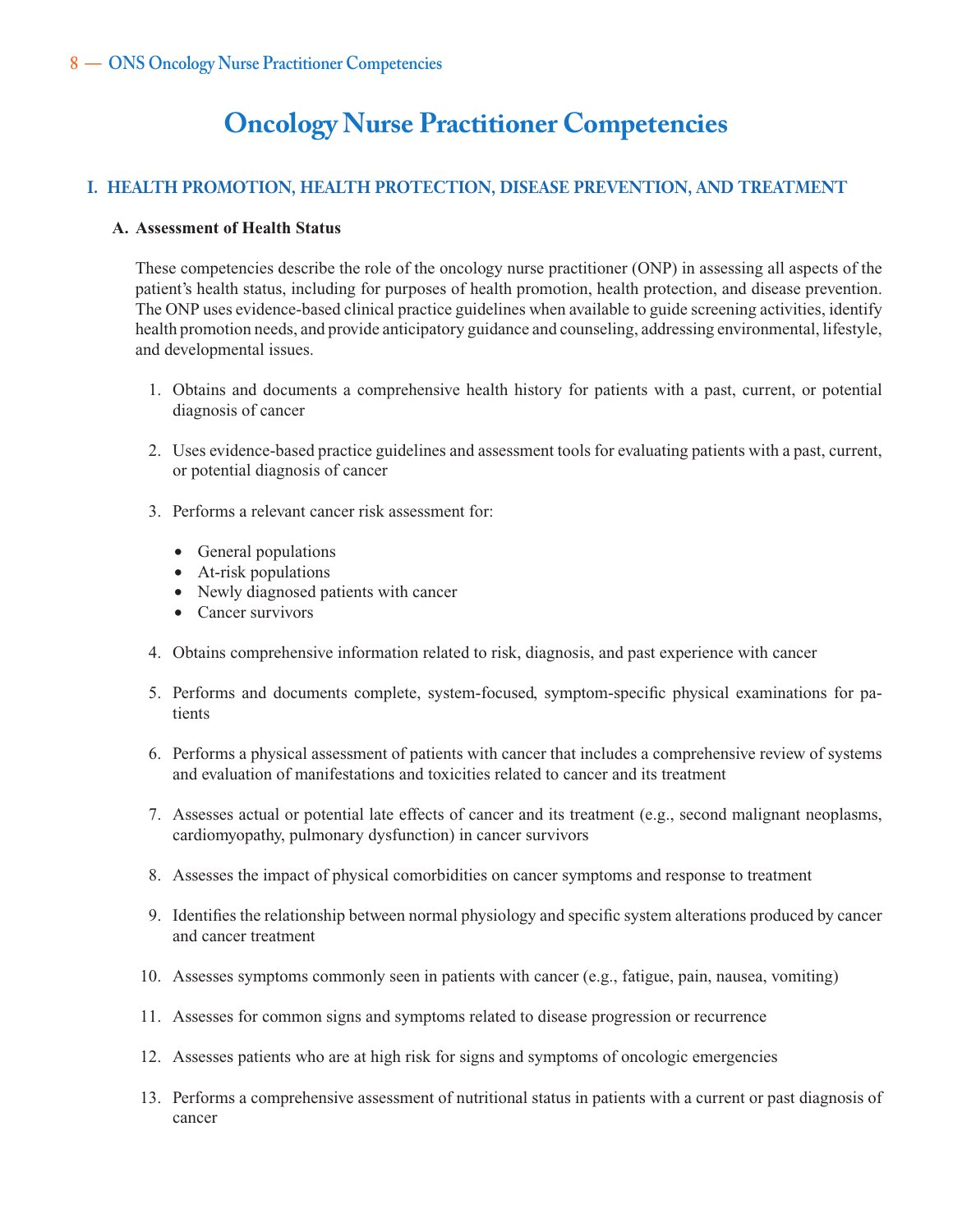# Oncology Nurse Practitioner Competencies

## I. HEALTH PROMOTION, HEALTH PROTECTION, DISEASE PREVENTION, AND TREATMENT

### A. Assessment of Health Status

These competencies describe the role of the oncology nurse practitioner (ONP) in assessing all aspects of the patient's health status, including for purposes of health promotion, health protection, and disease prevention. The ONP uses evidence-based clinical practice guidelines when available to guide screening activities, identify health promotion needs, and provide anticipatory guidance and counseling, addressing environmental, lifestyle, and developmental issues.

1. Obtains and documents a comprehensive health history for patients with a past, current, or potential diagnosis of cancer
2. Uses evidence-based practice guidelines and assessment tools for evaluating patients with a past, current, or potential diagnosis of cancer
3. Performs a relevant cancer risk assessment for:
   - General populations
   - At-risk populations
   - Newly diagnosed patients with cancer
   - Cancer survivors
4. Obtains comprehensive information related to risk, diagnosis, and past experience with cancer
5. Performs and documents complete, system-focused, symptom-specific physical examinations for patients
6. Performs a physical assessment of patients with cancer that includes a comprehensive review of systems and evaluation of manifestations and toxicities related to cancer and its treatment
7. Assesses actual or potential late effects of cancer and its treatment (e.g., second malignant neoplasms, cardiomyopathy, pulmonary dysfunction) in cancer survivors
8. Assesses the impact of physical comorbidities on cancer symptoms and response to treatment
9. Identifies the relationship between normal physiology and specific system alterations produced by cancer and cancer treatment
10. Assesses symptoms commonly seen in patients with cancer (e.g., fatigue, pain, nausea, vomiting)
11. Assesses for common signs and symptoms related to disease progression or recurrence
12. Assesses patients who are at high risk for signs and symptoms of oncologic emergencies
13. Performs a comprehensive assessment of nutritional status in patients with a current or past diagnosis of cancer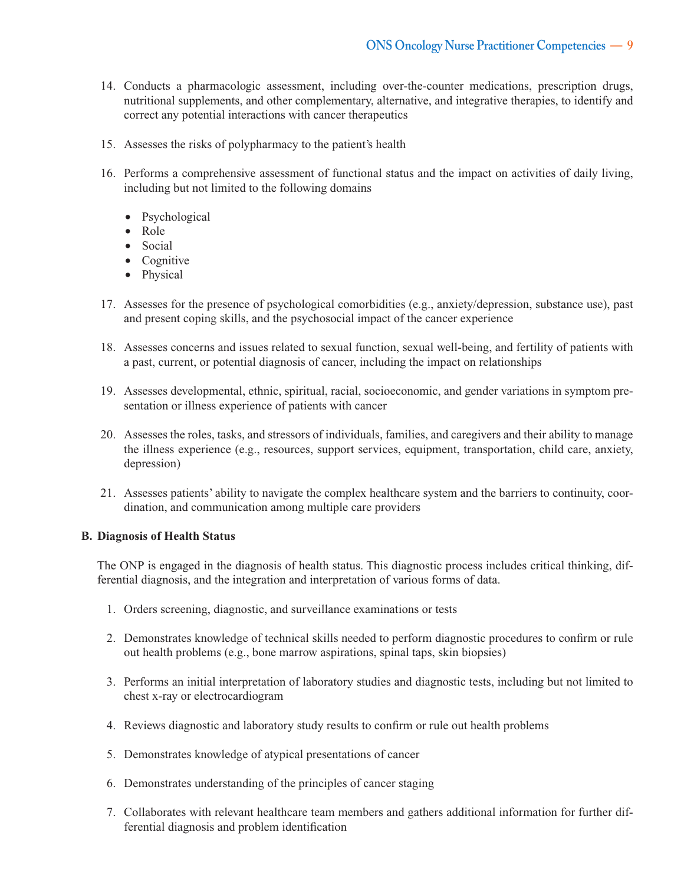14. Conducts a pharmacologic assessment, including over-the-counter medications, prescription drugs, nutritional supplements, and other complementary, alternative, and integrative therapies, to identify and correct any potential interactions with cancer therapeutics

15. Assesses the risks of polypharmacy to the patient's health

16. Performs a comprehensive assessment of functional status and the impact on activities of daily living, including but not limited to the following domains

    - Psychological
    - Role
    - Social
    - Cognitive
    - Physical

17. Assesses for the presence of psychological comorbidities (e.g., anxiety/depression, substance use), past and present coping skills, and the psychosocial impact of the cancer experience

18. Assesses concerns and issues related to sexual function, sexual well-being, and fertility of patients with a past, current, or potential diagnosis of cancer, including the impact on relationships

19. Assesses developmental, ethnic, spiritual, racial, socioeconomic, and gender variations in symptom presentation or illness experience of patients with cancer

20. Assesses the roles, tasks, and stressors of individuals, families, and caregivers and their ability to manage the illness experience (e.g., resources, support services, equipment, transportation, child care, anxiety, depression)

21. Assesses patients' ability to navigate the complex healthcare system and the barriers to continuity, coordination, and communication among multiple care providers

**B. Diagnosis of Health Status**

The ONP is engaged in the diagnosis of health status. This diagnostic process includes critical thinking, differential diagnosis, and the integration and interpretation of various forms of data.

1. Orders screening, diagnostic, and surveillance examinations or tests

2. Demonstrates knowledge of technical skills needed to perform diagnostic procedures to confirm or rule out health problems (e.g., bone marrow aspirations, spinal taps, skin biopsies)

3. Performs an initial interpretation of laboratory studies and diagnostic tests, including but not limited to chest x-ray or electrocardiogram

4. Reviews diagnostic and laboratory study results to confirm or rule out health problems

5. Demonstrates knowledge of atypical presentations of cancer

6. Demonstrates understanding of the principles of cancer staging

7. Collaborates with relevant healthcare team members and gathers additional information for further differential diagnosis and problem identification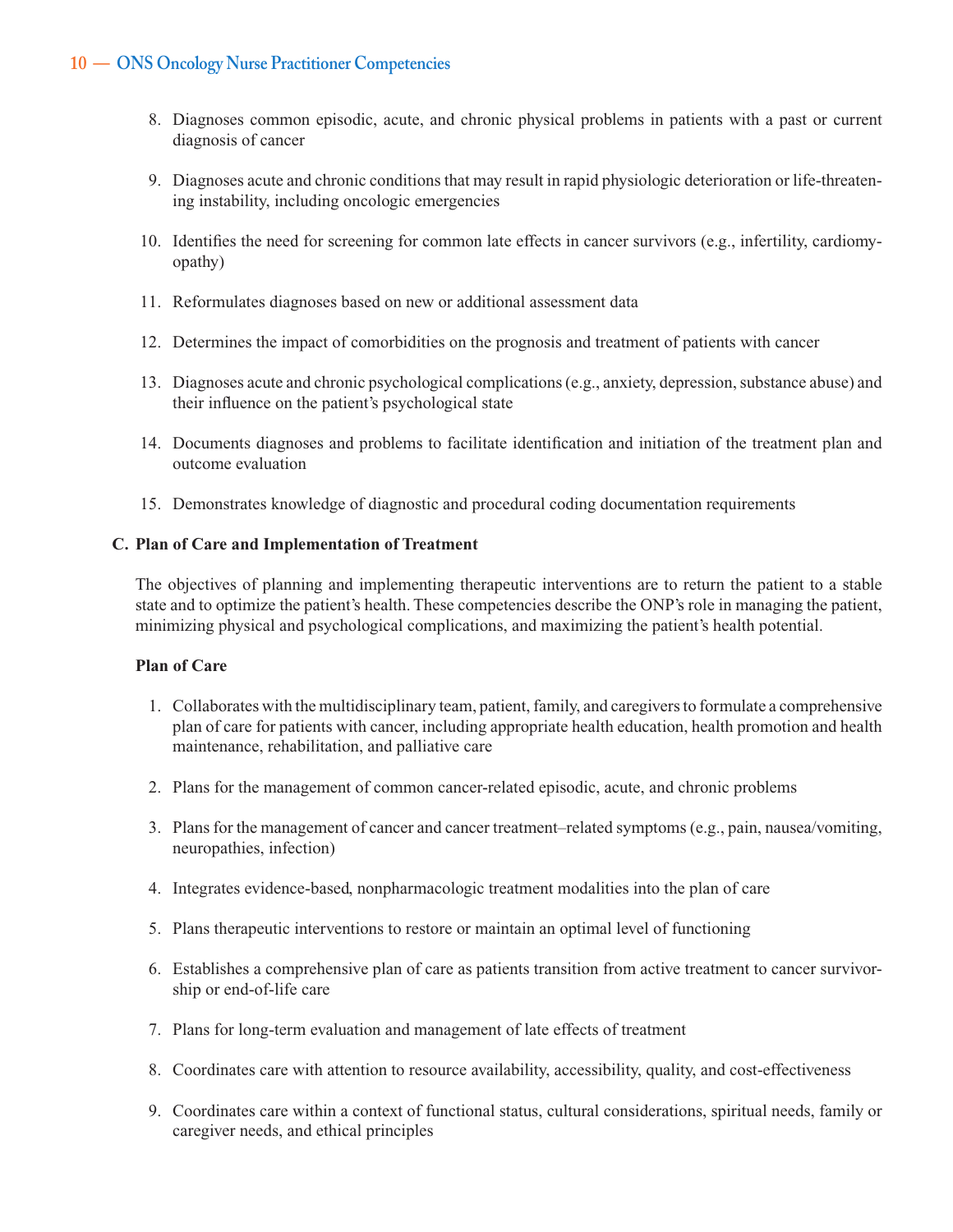8. Diagnoses common episodic, acute, and chronic physical problems in patients with a past or current diagnosis of cancer
9. Diagnoses acute and chronic conditions that may result in rapid physiologic deterioration or life-threatening instability, including oncologic emergencies
10. Identifies the need for screening for common late effects in cancer survivors (e.g., infertility, cardiomyopathy)
11. Reformulates diagnoses based on new or additional assessment data
12. Determines the impact of comorbidities on the prognosis and treatment of patients with cancer
13. Diagnoses acute and chronic psychological complications (e.g., anxiety, depression, substance abuse) and their influence on the patient's psychological state
14. Documents diagnoses and problems to facilitate identification and initiation of the treatment plan and outcome evaluation
15. Demonstrates knowledge of diagnostic and procedural coding documentation requirements

### C. Plan of Care and Implementation of Treatment

The objectives of planning and implementing therapeutic interventions are to return the patient to a stable state and to optimize the patient's health. These competencies describe the ONP's role in managing the patient, minimizing physical and psychological complications, and maximizing the patient's health potential.

#### Plan of Care

1. Collaborates with the multidisciplinary team, patient, family, and caregivers to formulate a comprehensive plan of care for patients with cancer, including appropriate health education, health promotion and health maintenance, rehabilitation, and palliative care
2. Plans for the management of common cancer-related episodic, acute, and chronic problems
3. Plans for the management of cancer and cancer treatment–related symptoms (e.g., pain, nausea/vomiting, neuropathies, infection)
4. Integrates evidence-based, nonpharmacologic treatment modalities into the plan of care
5. Plans therapeutic interventions to restore or maintain an optimal level of functioning
6. Establishes a comprehensive plan of care as patients transition from active treatment to cancer survivorship or end-of-life care
7. Plans for long-term evaluation and management of late effects of treatment
8. Coordinates care with attention to resource availability, accessibility, quality, and cost-effectiveness
9. Coordinates care within a context of functional status, cultural considerations, spiritual needs, family or caregiver needs, and ethical principles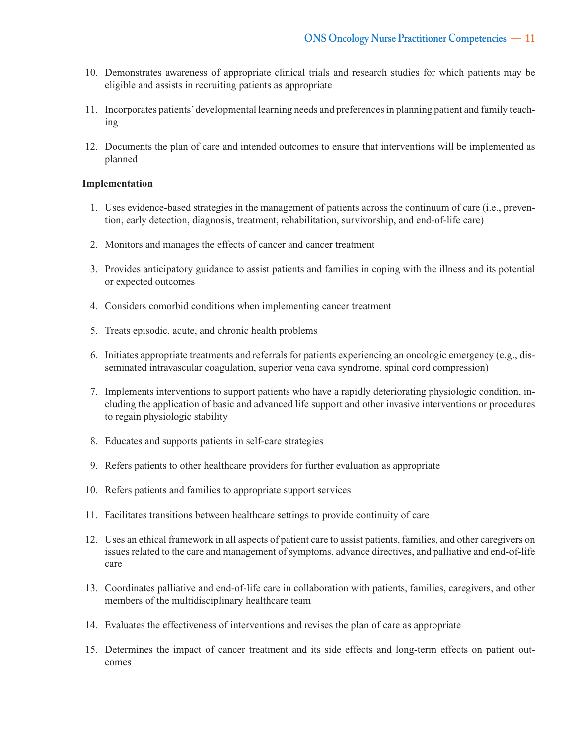10. Demonstrates awareness of appropriate clinical trials and research studies for which patients may be eligible and assists in recruiting patients as appropriate

11. Incorporates patients' developmental learning needs and preferences in planning patient and family teaching

12. Documents the plan of care and intended outcomes to ensure that interventions will be implemented as planned

**Implementation**

1. Uses evidence-based strategies in the management of patients across the continuum of care (i.e., prevention, early detection, diagnosis, treatment, rehabilitation, survivorship, and end-of-life care)

2. Monitors and manages the effects of cancer and cancer treatment

3. Provides anticipatory guidance to assist patients and families in coping with the illness and its potential or expected outcomes

4. Considers comorbid conditions when implementing cancer treatment

5. Treats episodic, acute, and chronic health problems

6. Initiates appropriate treatments and referrals for patients experiencing an oncologic emergency (e.g., disseminated intravascular coagulation, superior vena cava syndrome, spinal cord compression)

7. Implements interventions to support patients who have a rapidly deteriorating physiologic condition, including the application of basic and advanced life support and other invasive interventions or procedures to regain physiologic stability

8. Educates and supports patients in self-care strategies

9. Refers patients to other healthcare providers for further evaluation as appropriate

10. Refers patients and families to appropriate support services

11. Facilitates transitions between healthcare settings to provide continuity of care

12. Uses an ethical framework in all aspects of patient care to assist patients, families, and other caregivers on issues related to the care and management of symptoms, advance directives, and palliative and end-of-life care

13. Coordinates palliative and end-of-life care in collaboration with patients, families, caregivers, and other members of the multidisciplinary healthcare team

14. Evaluates the effectiveness of interventions and revises the plan of care as appropriate

15. Determines the impact of cancer treatment and its side effects and long-term effects on patient outcomes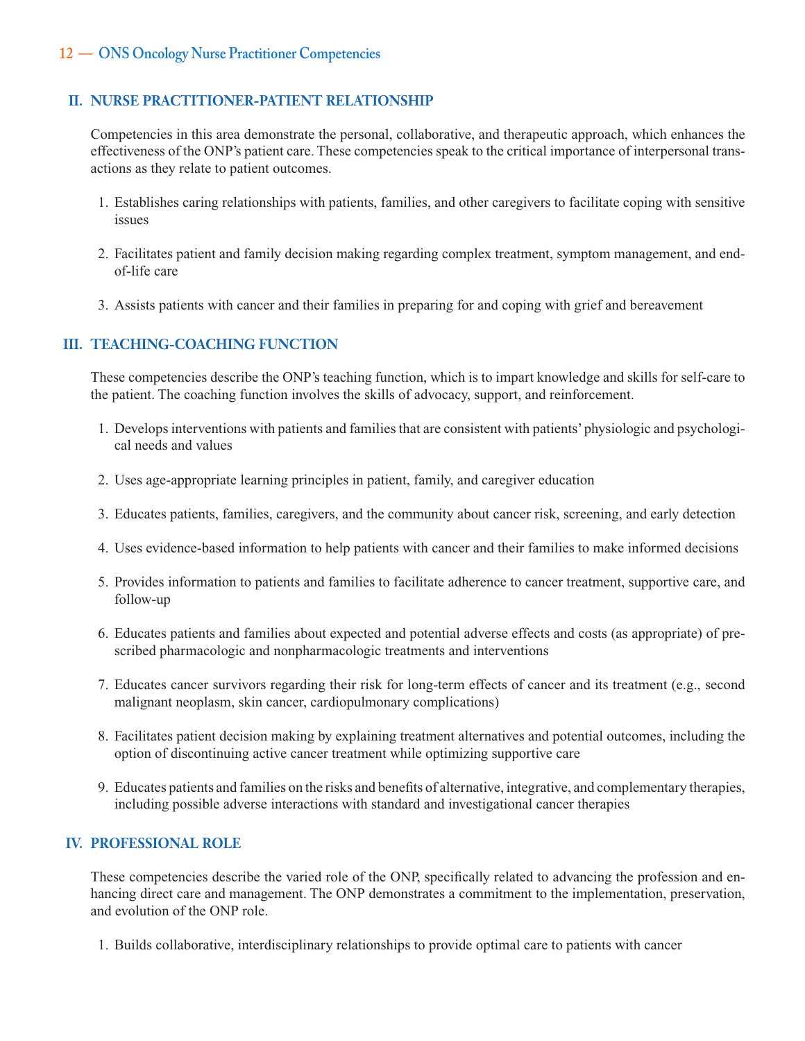## II. NURSE PRACTITIONER-PATIENT RELATIONSHIP

Competencies in this area demonstrate the personal, collaborative, and therapeutic approach, which enhances the effectiveness of the ONP's patient care. These competencies speak to the critical importance of interpersonal transactions as they relate to patient outcomes.

1. Establishes caring relationships with patients, families, and other caregivers to facilitate coping with sensitive issues

2. Facilitates patient and family decision making regarding complex treatment, symptom management, and end-of-life care

3. Assists patients with cancer and their families in preparing for and coping with grief and bereavement

## III. TEACHING-COACHING FUNCTION

These competencies describe the ONP's teaching function, which is to impart knowledge and skills for self-care to the patient. The coaching function involves the skills of advocacy, support, and reinforcement.

1. Develops interventions with patients and families that are consistent with patients' physiologic and psychological needs and values

2. Uses age-appropriate learning principles in patient, family, and caregiver education

3. Educates patients, families, caregivers, and the community about cancer risk, screening, and early detection

4. Uses evidence-based information to help patients with cancer and their families to make informed decisions

5. Provides information to patients and families to facilitate adherence to cancer treatment, supportive care, and follow-up

6. Educates patients and families about expected and potential adverse effects and costs (as appropriate) of prescribed pharmacologic and nonpharmacologic treatments and interventions

7. Educates cancer survivors regarding their risk for long-term effects of cancer and its treatment (e.g., second malignant neoplasm, skin cancer, cardiopulmonary complications)

8. Facilitates patient decision making by explaining treatment alternatives and potential outcomes, including the option of discontinuing active cancer treatment while optimizing supportive care

9. Educates patients and families on the risks and benefits of alternative, integrative, and complementary therapies, including possible adverse interactions with standard and investigational cancer therapies

## IV. PROFESSIONAL ROLE

These competencies describe the varied role of the ONP, specifically related to advancing the profession and enhancing direct care and management. The ONP demonstrates a commitment to the implementation, preservation, and evolution of the ONP role.

1. Builds collaborative, interdisciplinary relationships to provide optimal care to patients with cancer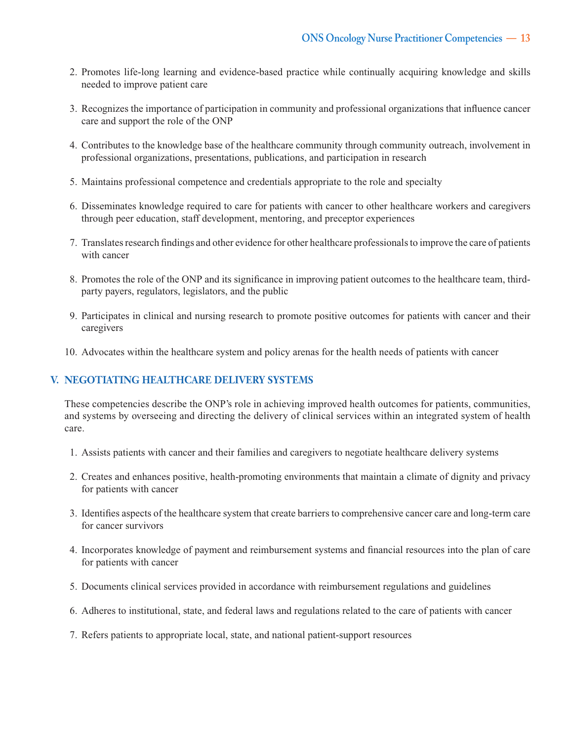2. Promotes life-long learning and evidence-based practice while continually acquiring knowledge and skills needed to improve patient care

3. Recognizes the importance of participation in community and professional organizations that influence cancer care and support the role of the ONP

4. Contributes to the knowledge base of the healthcare community through community outreach, involvement in professional organizations, presentations, publications, and participation in research

5. Maintains professional competence and credentials appropriate to the role and specialty

6. Disseminates knowledge required to care for patients with cancer to other healthcare workers and caregivers through peer education, staff development, mentoring, and preceptor experiences

7. Translates research findings and other evidence for other healthcare professionals to improve the care of patients with cancer

8. Promotes the role of the ONP and its significance in improving patient outcomes to the healthcare team, third-party payers, regulators, legislators, and the public

9. Participates in clinical and nursing research to promote positive outcomes for patients with cancer and their caregivers

10. Advocates within the healthcare system and policy arenas for the health needs of patients with cancer

## V. NEGOTIATING HEALTHCARE DELIVERY SYSTEMS

These competencies describe the ONP's role in achieving improved health outcomes for patients, communities, and systems by overseeing and directing the delivery of clinical services within an integrated system of health care.

1. Assists patients with cancer and their families and caregivers to negotiate healthcare delivery systems

2. Creates and enhances positive, health-promoting environments that maintain a climate of dignity and privacy for patients with cancer

3. Identifies aspects of the healthcare system that create barriers to comprehensive cancer care and long-term care for cancer survivors

4. Incorporates knowledge of payment and reimbursement systems and financial resources into the plan of care for patients with cancer

5. Documents clinical services provided in accordance with reimbursement regulations and guidelines

6. Adheres to institutional, state, and federal laws and regulations related to the care of patients with cancer

7. Refers patients to appropriate local, state, and national patient-support resources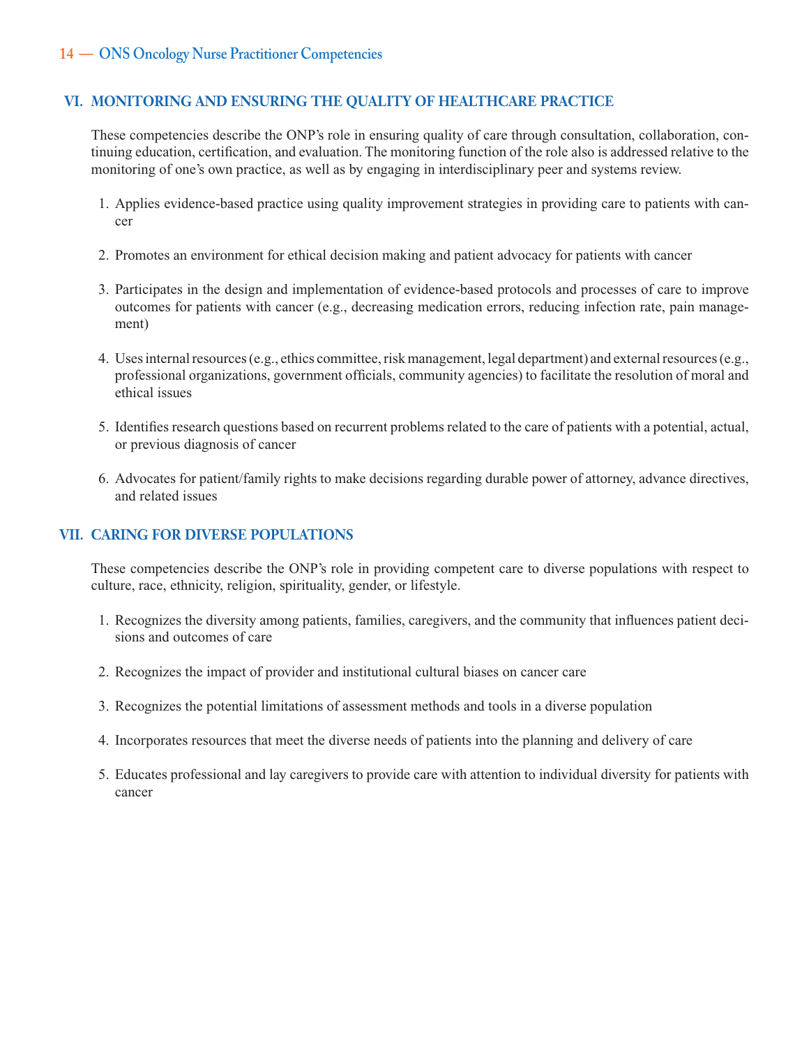## VI. MONITORING AND ENSURING THE QUALITY OF HEALTHCARE PRACTICE

These competencies describe the ONP's role in ensuring quality of care through consultation, collaboration, continuing education, certification, and evaluation. The monitoring function of the role also is addressed relative to the monitoring of one's own practice, as well as by engaging in interdisciplinary peer and systems review.

1. Applies evidence-based practice using quality improvement strategies in providing care to patients with cancer
2. Promotes an environment for ethical decision making and patient advocacy for patients with cancer
3. Participates in the design and implementation of evidence-based protocols and processes of care to improve outcomes for patients with cancer (e.g., decreasing medication errors, reducing infection rate, pain management)
4. Uses internal resources (e.g., ethics committee, risk management, legal department) and external resources (e.g., professional organizations, government officials, community agencies) to facilitate the resolution of moral and ethical issues
5. Identifies research questions based on recurrent problems related to the care of patients with a potential, actual, or previous diagnosis of cancer
6. Advocates for patient/family rights to make decisions regarding durable power of attorney, advance directives, and related issues

## VII. CARING FOR DIVERSE POPULATIONS

These competencies describe the ONP's role in providing competent care to diverse populations with respect to culture, race, ethnicity, religion, spirituality, gender, or lifestyle.

1. Recognizes the diversity among patients, families, caregivers, and the community that influences patient decisions and outcomes of care
2. Recognizes the impact of provider and institutional cultural biases on cancer care
3. Recognizes the potential limitations of assessment methods and tools in a diverse population
4. Incorporates resources that meet the diverse needs of patients into the planning and delivery of care
5. Educates professional and lay caregivers to provide care with attention to individual diversity for patients with cancer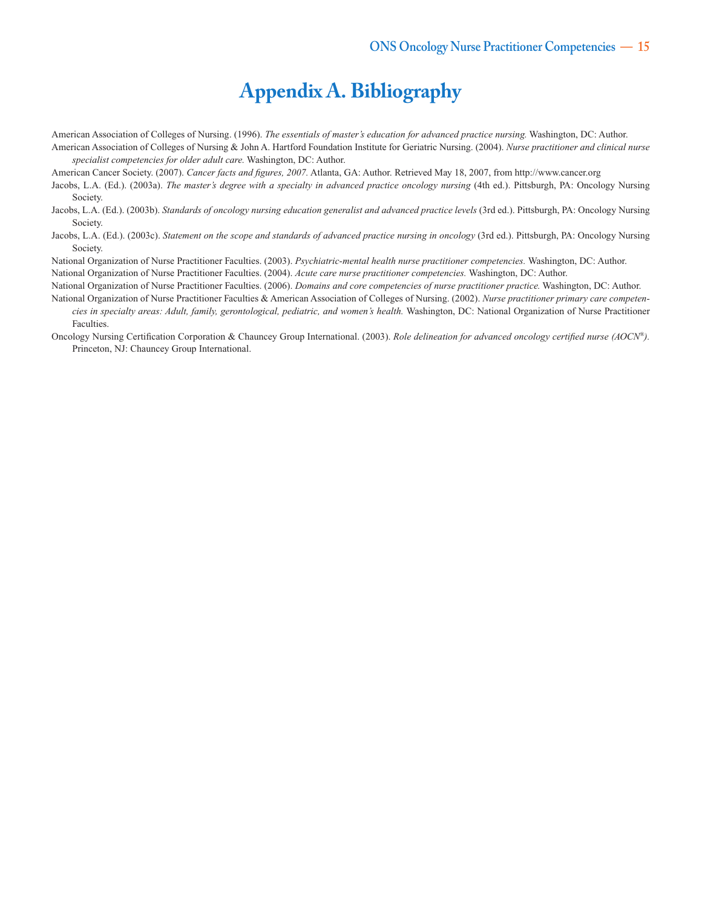# Appendix A. Bibliography

American Association of Colleges of Nursing. (1996). *The essentials of master's education for advanced practice nursing.* Washington, DC: Author.

American Association of Colleges of Nursing & John A. Hartford Foundation Institute for Geriatric Nursing. (2004). *Nurse practitioner and clinical nurse specialist competencies for older adult care.* Washington, DC: Author.

American Cancer Society. (2007). *Cancer facts and figures, 2007.* Atlanta, GA: Author. Retrieved May 18, 2007, from http://www.cancer.org

Jacobs, L.A. (Ed.). (2003a). *The master's degree with a specialty in advanced practice oncology nursing* (4th ed.). Pittsburgh, PA: Oncology Nursing Society.

Jacobs, L.A. (Ed.). (2003b). *Standards of oncology nursing education generalist and advanced practice levels* (3rd ed.). Pittsburgh, PA: Oncology Nursing Society.

Jacobs, L.A. (Ed.). (2003c). *Statement on the scope and standards of advanced practice nursing in oncology* (3rd ed.). Pittsburgh, PA: Oncology Nursing Society.

National Organization of Nurse Practitioner Faculties. (2003). *Psychiatric-mental health nurse practitioner competencies.* Washington, DC: Author.

National Organization of Nurse Practitioner Faculties. (2004). *Acute care nurse practitioner competencies.* Washington, DC: Author.

National Organization of Nurse Practitioner Faculties. (2006). *Domains and core competencies of nurse practitioner practice.* Washington, DC: Author.

National Organization of Nurse Practitioner Faculties & American Association of Colleges of Nursing. (2002). *Nurse practitioner primary care competencies in specialty areas: Adult, family, gerontological, pediatric, and women's health.* Washington, DC: National Organization of Nurse Practitioner Faculties.

Oncology Nursing Certification Corporation & Chauncey Group International. (2003). *Role delineation for advanced oncology certified nurse (AOCN®).* Princeton, NJ: Chauncey Group International.